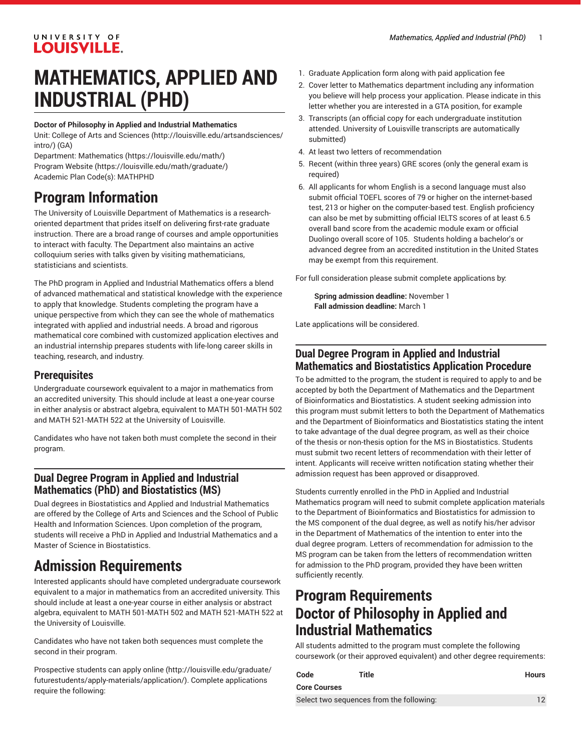# MATHEMATICS, APPLIED AND INDUSTRIAL (PHD)

**Doctor of Philosophy in Applied and Industrial Mathematics**

Unit: College of Arts and Sciences (http://louisville.edu/artsandsciences/intro/) (GA)
Department: Mathematics (https://louisville.edu/math/)
Program Website (https://louisville.edu/math/graduate/)
Academic Plan Code(s): MATHPHD

## Program Information

The University of Louisville Department of Mathematics is a research-oriented department that prides itself on delivering first-rate graduate instruction. There are a broad range of courses and ample opportunities to interact with faculty. The Department also maintains an active colloquium series with talks given by visiting mathematicians, statisticians and scientists.

The PhD program in Applied and Industrial Mathematics offers a blend of advanced mathematical and statistical knowledge with the experience to apply that knowledge. Students completing the program have a unique perspective from which they can see the whole of mathematics integrated with applied and industrial needs. A broad and rigorous mathematical core combined with customized application electives and an industrial internship prepares students with life-long career skills in teaching, research, and industry.

### Prerequisites

Undergraduate coursework equivalent to a major in mathematics from an accredited university. This should include at least a one-year course in either analysis or abstract algebra, equivalent to MATH 501-MATH 502 and MATH 521-MATH 522 at the University of Louisville.

Candidates who have not taken both must complete the second in their program.

### Dual Degree Program in Applied and Industrial Mathematics (PhD) and Biostatistics (MS)

Dual degrees in Biostatistics and Applied and Industrial Mathematics are offered by the College of Arts and Sciences and the School of Public Health and Information Sciences. Upon completion of the program, students will receive a PhD in Applied and Industrial Mathematics and a Master of Science in Biostatistics.

## Admission Requirements

Interested applicants should have completed undergraduate coursework equivalent to a major in mathematics from an accredited university. This should include at least a one-year course in either analysis or abstract algebra, equivalent to MATH 501-MATH 502 and MATH 521-MATH 522 at the University of Louisville.

Candidates who have not taken both sequences must complete the second in their program.

Prospective students can apply online (http://louisville.edu/graduate/futurestudents/apply-materials/application/). Complete applications require the following:

1. Graduate Application form along with paid application fee
2. Cover letter to Mathematics department including any information you believe will help process your application. Please indicate in this letter whether you are interested in a GTA position, for example
3. Transcripts (an official copy for each undergraduate institution attended. University of Louisville transcripts are automatically submitted)
4. At least two letters of recommendation
5. Recent (within three years) GRE scores (only the general exam is required)
6. All applicants for whom English is a second language must also submit official TOEFL scores of 79 or higher on the internet-based test, 213 or higher on the computer-based test. English proficiency can also be met by submitting official IELTS scores of at least 6.5 overall band score from the academic module exam or official Duolingo overall score of 105. Students holding a bachelor's or advanced degree from an accredited institution in the United States may be exempt from this requirement.

For full consideration please submit complete applications by:

> **Spring admission deadline:** November 1
> **Fall admission deadline:** March 1

Late applications will be considered.

### Dual Degree Program in Applied and Industrial Mathematics and Biostatistics Application Procedure

To be admitted to the program, the student is required to apply to and be accepted by both the Department of Mathematics and the Department of Bioinformatics and Biostatistics. A student seeking admission into this program must submit letters to both the Department of Mathematics and the Department of Bioinformatics and Biostatistics stating the intent to take advantage of the dual degree program, as well as their choice of the thesis or non-thesis option for the MS in Biostatistics. Students must submit two recent letters of recommendation with their letter of intent. Applicants will receive written notification stating whether their admission request has been approved or disapproved.

Students currently enrolled in the PhD in Applied and Industrial Mathematics program will need to submit complete application materials to the Department of Bioinformatics and Biostatistics for admission to the MS component of the dual degree, as well as notify his/her advisor in the Department of Mathematics of the intention to enter into the dual degree program. Letters of recommendation for admission to the MS program can be taken from the letters of recommendation written for admission to the PhD program, provided they have been written sufficiently recently.

## Program Requirements Doctor of Philosophy in Applied and Industrial Mathematics

All students admitted to the program must complete the following coursework (or their approved equivalent) and other degree requirements:

| Code | Title | Hours |
|---|---|---|
| **Core Courses** | | |
| Select two sequences from the following: | | 12 |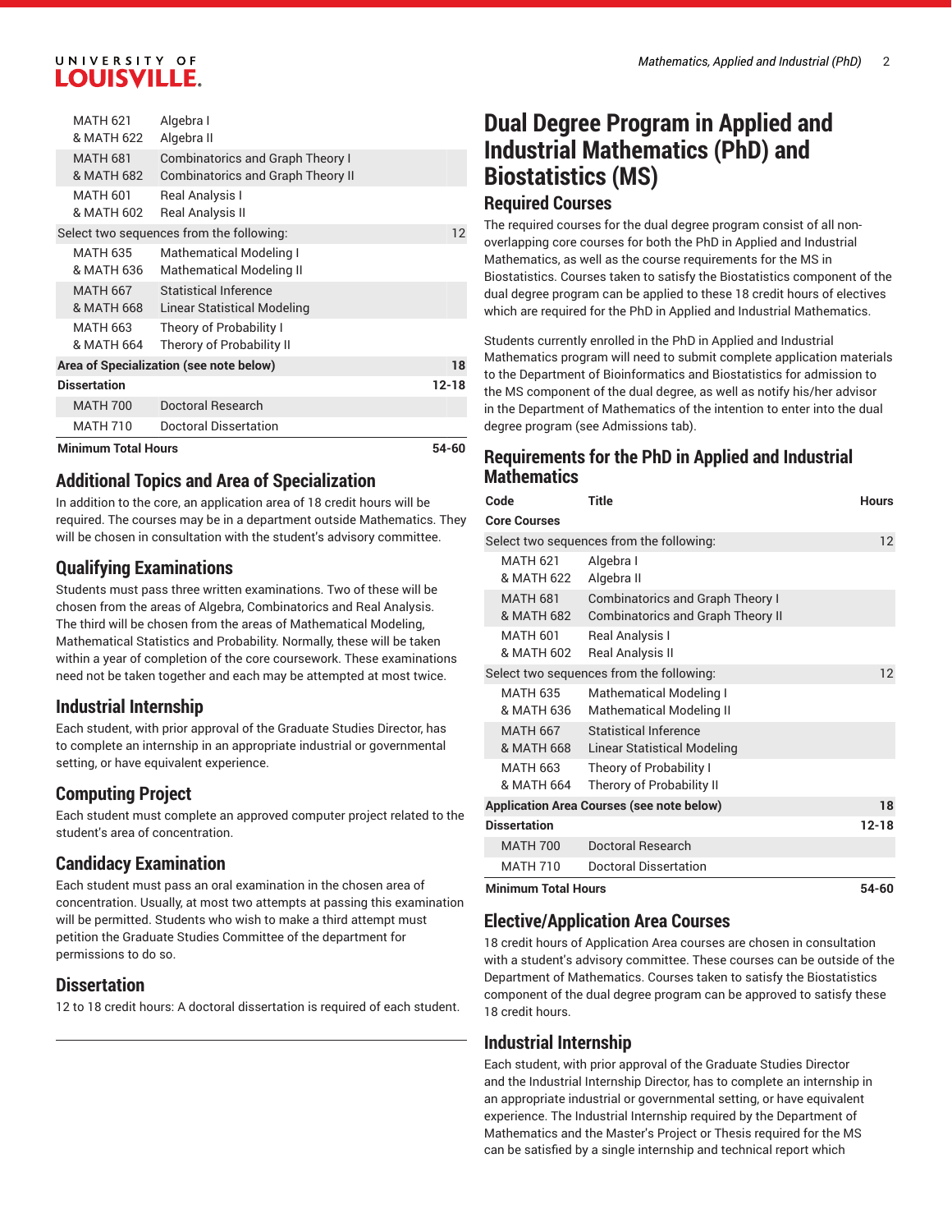| | | |
|---|---|---|
| MATH 621<br>& MATH 622 | Algebra I<br>Algebra II | |
| MATH 681<br>& MATH 682 | Combinatorics and Graph Theory I<br>Combinatorics and Graph Theory II | |
| MATH 601<br>& MATH 602 | Real Analysis I<br>Real Analysis II | |
| Select two sequences from the following: | | 12 |
| MATH 635<br>& MATH 636 | Mathematical Modeling I<br>Mathematical Modeling II | |
| MATH 667<br>& MATH 668 | Statistical Inference<br>Linear Statistical Modeling | |
| MATH 663<br>& MATH 664 | Theory of Probability I<br>Therory of Probability II | |
| **Area of Specialization (see note below)** | | **18** |
| **Dissertation** | | **12-18** |
| MATH 700 | Doctoral Research | |
| MATH 710 | Doctoral Dissertation | |
| **Minimum Total Hours** | | **54-60** |

## Additional Topics and Area of Specialization

In addition to the core, an application area of 18 credit hours will be required. The courses may be in a department outside Mathematics. They will be chosen in consultation with the student's advisory committee.

## Qualifying Examinations

Students must pass three written examinations. Two of these will be chosen from the areas of Algebra, Combinatorics and Real Analysis. The third will be chosen from the areas of Mathematical Modeling, Mathematical Statistics and Probability. Normally, these will be taken within a year of completion of the core coursework. These examinations need not be taken together and each may be attempted at most twice.

## Industrial Internship

Each student, with prior approval of the Graduate Studies Director, has to complete an internship in an appropriate industrial or governmental setting, or have equivalent experience.

## Computing Project

Each student must complete an approved computer project related to the student's area of concentration.

## Candidacy Examination

Each student must pass an oral examination in the chosen area of concentration. Usually, at most two attempts at passing this examination will be permitted. Students who wish to make a third attempt must petition the Graduate Studies Committee of the department for permissions to do so.

## Dissertation

12 to 18 credit hours: A doctoral dissertation is required of each student.

# Dual Degree Program in Applied and Industrial Mathematics (PhD) and Biostatistics (MS)

## Required Courses

The required courses for the dual degree program consist of all non-overlapping core courses for both the PhD in Applied and Industrial Mathematics, as well as the course requirements for the MS in Biostatistics. Courses taken to satisfy the Biostatistics component of the dual degree program can be applied to these 18 credit hours of electives which are required for the PhD in Applied and Industrial Mathematics.

Students currently enrolled in the PhD in Applied and Industrial Mathematics program will need to submit complete application materials to the Department of Bioinformatics and Biostatistics for admission to the MS component of the dual degree, as well as notify his/her advisor in the Department of Mathematics of the intention to enter into the dual degree program (see Admissions tab).

## Requirements for the PhD in Applied and Industrial Mathematics

| Code | Title | Hours |
|---|---|---|
| **Core Courses** | | |
| Select two sequences from the following: | | 12 |
| MATH 621<br>& MATH 622 | Algebra I<br>Algebra II | |
| MATH 681<br>& MATH 682 | Combinatorics and Graph Theory I<br>Combinatorics and Graph Theory II | |
| MATH 601<br>& MATH 602 | Real Analysis I<br>Real Analysis II | |
| Select two sequences from the following: | | 12 |
| MATH 635<br>& MATH 636 | Mathematical Modeling I<br>Mathematical Modeling II | |
| MATH 667<br>& MATH 668 | Statistical Inference<br>Linear Statistical Modeling | |
| MATH 663<br>& MATH 664 | Theory of Probability I<br>Therory of Probability II | |
| **Application Area Courses (see note below)** | | **18** |
| **Dissertation** | | **12-18** |
| MATH 700 | Doctoral Research | |
| MATH 710 | Doctoral Dissertation | |
| **Minimum Total Hours** | | **54-60** |

## Elective/Application Area Courses

18 credit hours of Application Area courses are chosen in consultation with a student's advisory committee. These courses can be outside of the Department of Mathematics. Courses taken to satisfy the Biostatistics component of the dual degree program can be approved to satisfy these 18 credit hours.

## Industrial Internship

Each student, with prior approval of the Graduate Studies Director and the Industrial Internship Director, has to complete an internship in an appropriate industrial or governmental setting, or have equivalent experience. The Industrial Internship required by the Department of Mathematics and the Master's Project or Thesis required for the MS can be satisfied by a single internship and technical report which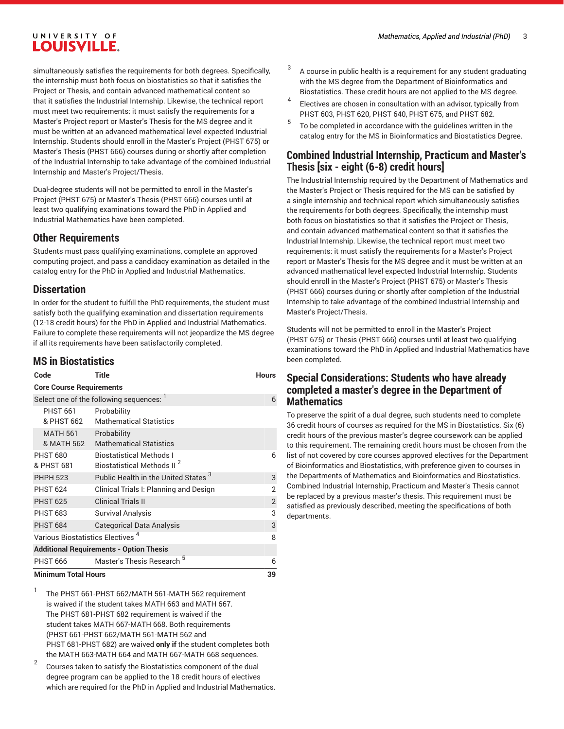simultaneously satisfies the requirements for both degrees. Specifically, the internship must both focus on biostatistics so that it satisfies the Project or Thesis, and contain advanced mathematical content so that it satisfies the Industrial Internship. Likewise, the technical report must meet two requirements: it must satisfy the requirements for a Master's Project report or Master's Thesis for the MS degree and it must be written at an advanced mathematical level expected Industrial Internship. Students should enroll in the Master's Project (PHST 675) or Master's Thesis (PHST 666) courses during or shortly after completion of the Industrial Internship to take advantage of the combined Industrial Internship and Master's Project/Thesis.

Dual-degree students will not be permitted to enroll in the Master's Project (PHST 675) or Master's Thesis (PHST 666) courses until at least two qualifying examinations toward the PhD in Applied and Industrial Mathematics have been completed.

## Other Requirements

Students must pass qualifying examinations, complete an approved computing project, and pass a candidacy examination as detailed in the catalog entry for the PhD in Applied and Industrial Mathematics.

## Dissertation

In order for the student to fulfill the PhD requirements, the student must satisfy both the qualifying examination and dissertation requirements (12-18 credit hours) for the PhD in Applied and Industrial Mathematics. Failure to complete these requirements will not jeopardize the MS degree if all its requirements have been satisfactorily completed.

## MS in Biostatistics

| Code | Title | Hours |
|---|---|---|
| **Core Course Requirements** | | |
| Select one of the following sequences: [1] | | 6 |
| PHST 661 & PHST 662 | Probability Mathematical Statistics | |
| MATH 561 & MATH 562 | Probability Mathematical Statistics | |
| PHST 680 & PHST 681 | Biostatistical Methods I Biostatistical Methods II [2] | 6 |
| PHPH 523 | Public Health in the United States [3] | 3 |
| PHST 624 | Clinical Trials I: Planning and Design | 2 |
| PHST 625 | Clinical Trials II | 2 |
| PHST 683 | Survival Analysis | 3 |
| PHST 684 | Categorical Data Analysis | 3 |
| Various Biostatistics Electives [4] | | 8 |
| **Additional Requirements - Option Thesis** | | |
| PHST 666 | Master's Thesis Research [5] | 6 |
| **Minimum Total Hours** | | **39** |

1. The PHST 661-PHST 662/MATH 561-MATH 562 requirement is waived if the student takes MATH 663 and MATH 667. The PHST 681-PHST 682 requirement is waived if the student takes MATH 667-MATH 668. Both requirements (PHST 661-PHST 662/MATH 561-MATH 562 and PHST 681-PHST 682) are waived **only if** the student completes both the MATH 663-MATH 664 and MATH 667-MATH 668 sequences.
2. Courses taken to satisfy the Biostatistics component of the dual degree program can be applied to the 18 credit hours of electives which are required for the PhD in Applied and Industrial Mathematics.
3. A course in public health is a requirement for any student graduating with the MS degree from the Department of Bioinformatics and Biostatistics. These credit hours are not applied to the MS degree.
4. Electives are chosen in consultation with an advisor, typically from PHST 603, PHST 620, PHST 640, PHST 675, and PHST 682.
5. To be completed in accordance with the guidelines written in the catalog entry for the MS in Bioinformatics and Biostatistics Degree.

## Combined Industrial Internship, Practicum and Master's Thesis [six - eight (6-8) credit hours]

The Industrial Internship required by the Department of Mathematics and the Master's Project or Thesis required for the MS can be satisfied by a single internship and technical report which simultaneously satisfies the requirements for both degrees. Specifically, the internship must both focus on biostatistics so that it satisfies the Project or Thesis, and contain advanced mathematical content so that it satisfies the Industrial Internship. Likewise, the technical report must meet two requirements: it must satisfy the requirements for a Master's Project report or Master's Thesis for the MS degree and it must be written at an advanced mathematical level expected Industrial Internship. Students should enroll in the Master's Project (PHST 675) or Master's Thesis (PHST 666) courses during or shortly after completion of the Industrial Internship to take advantage of the combined Industrial Internship and Master's Project/Thesis.

Students will not be permitted to enroll in the Master's Project (PHST 675) or Thesis (PHST 666) courses until at least two qualifying examinations toward the PhD in Applied and Industrial Mathematics have been completed.

## Special Considerations: Students who have already completed a master's degree in the Department of Mathematics

To preserve the spirit of a dual degree, such students need to complete 36 credit hours of courses as required for the MS in Biostatistics. Six (6) credit hours of the previous master's degree coursework can be applied to this requirement. The remaining credit hours must be chosen from the list of not covered by core courses approved electives for the Department of Bioinformatics and Biostatistics, with preference given to courses in the Departments of Mathematics and Bioinformatics and Biostatistics. Combined Industrial Internship, Practicum and Master's Thesis cannot be replaced by a previous master's thesis. This requirement must be satisfied as previously described, meeting the specifications of both departments.